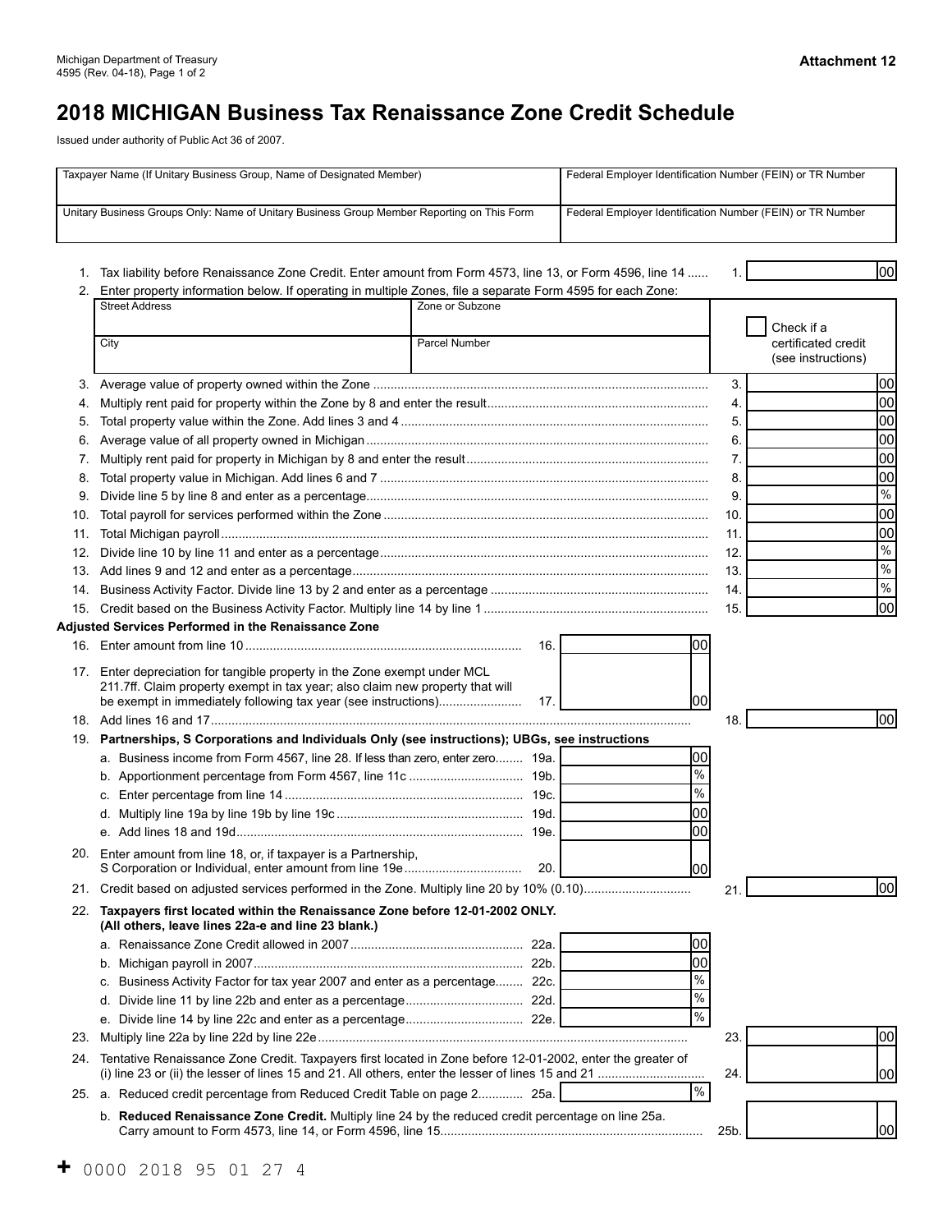Michigan Department of Treasury
4595 (Rev. 04-18), Page 1 of 2

**Attachment 12**

# 2018 MICHIGAN Business Tax Renaissance Zone Credit Schedule

Issued under authority of Public Act 36 of 2007.

| Taxpayer Name (If Unitary Business Group, Name of Designated Member) | Federal Employer Identification Number (FEIN) or TR Number |
|---|---|
| Unitary Business Groups Only: Name of Unitary Business Group Member Reporting on This Form | Federal Employer Identification Number (FEIN) or TR Number |

1. Tax liability before Renaissance Zone Credit. Enter amount from Form 4573, line 13, or Form 4596, line 14 ...... 1. ______ 00
2. Enter property information below. If operating in multiple Zones, file a separate Form 4595 for each Zone:

| Street Address | Zone or Subzone | ☐ Check if a certificated credit (see instructions) |
|---|---|---|
| City | Parcel Number | |

3. Average value of property owned within the Zone ...... 3. ______ 00
4. Multiply rent paid for property within the Zone by 8 and enter the result...... 4. ______ 00
5. Total property value within the Zone. Add lines 3 and 4 ...... 5. ______ 00
6. Average value of all property owned in Michigan ...... 6. ______ 00
7. Multiply rent paid for property in Michigan by 8 and enter the result...... 7. ______ 00
8. Total property value in Michigan. Add lines 6 and 7 ...... 8. ______ 00
9. Divide line 5 by line 8 and enter as a percentage...... 9. ______ %
10. Total payroll for services performed within the Zone ...... 10. ______ 00
11. Total Michigan payroll...... 11. ______ 00
12. Divide line 10 by line 11 and enter as a percentage...... 12. ______ %
13. Add lines 9 and 12 and enter as a percentage...... 13. ______ %
14. Business Activity Factor. Divide line 13 by 2 and enter as a percentage ...... 14. ______ %
15. Credit based on the Business Activity Factor. Multiply line 14 by line 1 ...... 15. ______ 00

**Adjusted Services Performed in the Renaissance Zone**

16. Enter amount from line 10 ...... 16. ______ 00
17. Enter depreciation for tangible property in the Zone exempt under MCL 211.7ff. Claim property exempt in tax year; also claim new property that will be exempt in immediately following tax year (see instructions)...... 17. ______ 00
18. Add lines 16 and 17...... 18. ______ 00
19. **Partnerships, S Corporations and Individuals Only (see instructions); UBGs, see instructions**
    a. Business income from Form 4567, line 28. If less than zero, enter zero...... 19a. ______ 00
    b. Apportionment percentage from Form 4567, line 11c ...... 19b. ______ %
    c. Enter percentage from line 14 ...... 19c. ______ %
    d. Multiply line 19a by line 19b by line 19c ...... 19d. ______ 00
    e. Add lines 18 and 19d...... 19e. ______ 00
20. Enter amount from line 18, or, if taxpayer is a Partnership, S Corporation or Individual, enter amount from line 19e ...... 20. ______ 00
21. Credit based on adjusted services performed in the Zone. Multiply line 20 by 10% (0.10)...... 21. ______ 00
22. **Taxpayers first located within the Renaissance Zone before 12-01-2002 ONLY. (All others, leave lines 22a-e and line 23 blank.)**
    a. Renaissance Zone Credit allowed in 2007...... 22a. ______ 00
    b. Michigan payroll in 2007...... 22b. ______ 00
    c. Business Activity Factor for tax year 2007 and enter as a percentage...... 22c. ______ %
    d. Divide line 11 by line 22b and enter as a percentage...... 22d. ______ %
    e. Divide line 14 by line 22c and enter as a percentage...... 22e. ______ %
23. Multiply line 22a by line 22d by line 22e...... 23. ______ 00
24. Tentative Renaissance Zone Credit. Taxpayers first located in Zone before 12-01-2002, enter the greater of (i) line 23 or (ii) the lesser of lines 15 and 21. All others, enter the lesser of lines 15 and 21 ...... 24. ______ 00
25. a. Reduced credit percentage from Reduced Credit Table on page 2...... 25a. ______ %
    b. **Reduced Renaissance Zone Credit.** Multiply line 24 by the reduced credit percentage on line 25a. Carry amount to Form 4573, line 14, or Form 4596, line 15...... 25b. ______ 00

\+ 0000 2018 95 01 27 4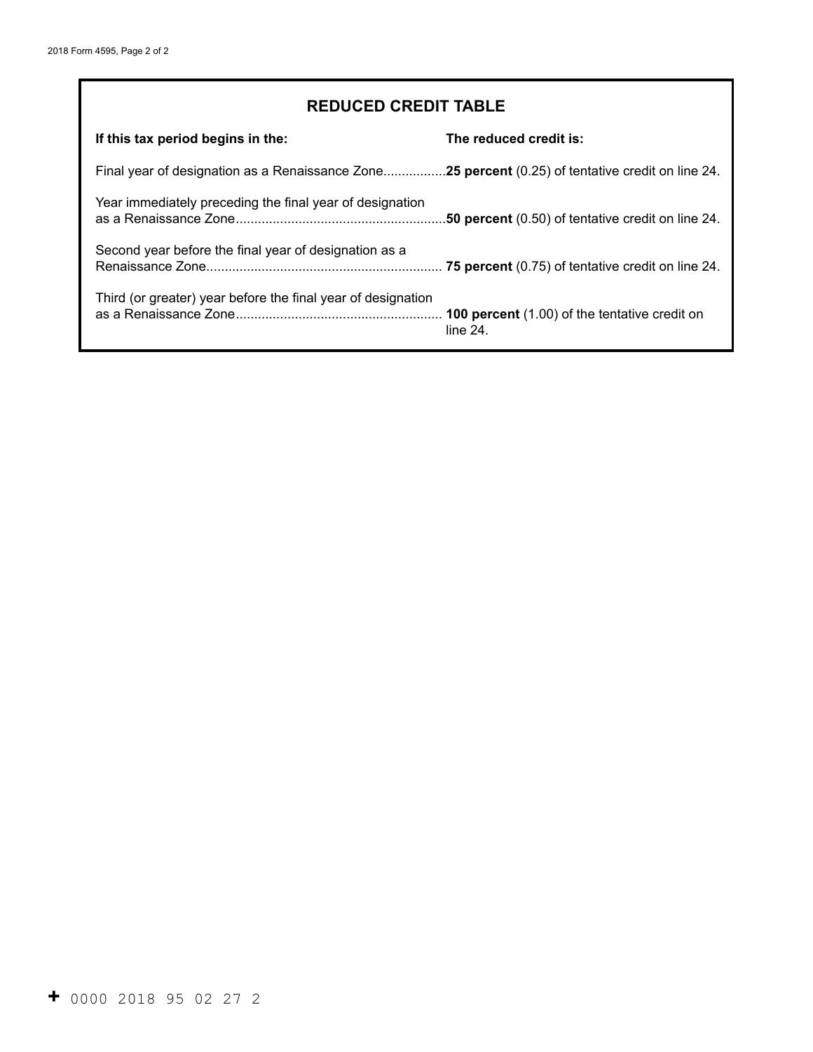## REDUCED CREDIT TABLE

| If this tax period begins in the: | The reduced credit is: |
| --- | --- |
| Final year of designation as a Renaissance Zone | **25 percent** (0.25) of tentative credit on line 24. |
| Year immediately preceding the final year of designation as a Renaissance Zone | **50 percent** (0.50) of tentative credit on line 24. |
| Second year before the final year of designation as a Renaissance Zone | **75 percent** (0.75) of tentative credit on line 24. |
| Third (or greater) year before the final year of designation as a Renaissance Zone | **100 percent** (1.00) of the tentative credit on line 24. |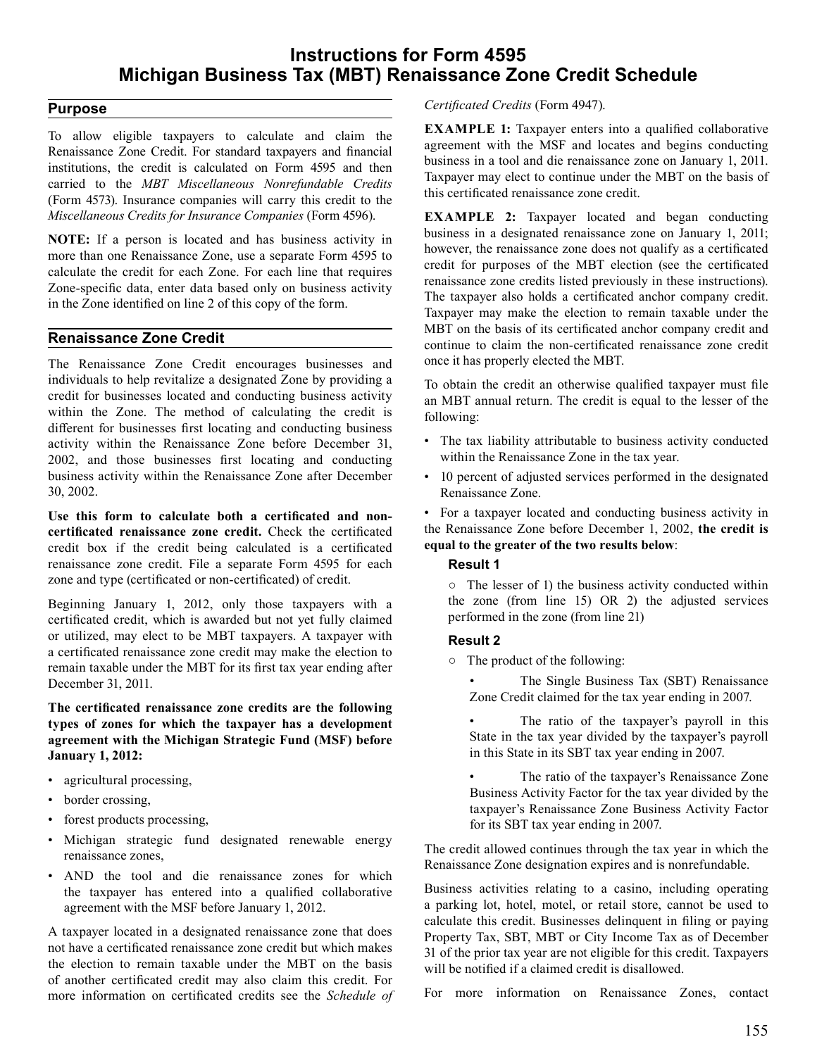# Instructions for Form 4595 Michigan Business Tax (MBT) Renaissance Zone Credit Schedule

## Purpose

To allow eligible taxpayers to calculate and claim the Renaissance Zone Credit. For standard taxpayers and financial institutions, the credit is calculated on Form 4595 and then carried to the *MBT Miscellaneous Nonrefundable Credits* (Form 4573). Insurance companies will carry this credit to the *Miscellaneous Credits for Insurance Companies* (Form 4596).

**NOTE:** If a person is located and has business activity in more than one Renaissance Zone, use a separate Form 4595 to calculate the credit for each Zone. For each line that requires Zone-specific data, enter data based only on business activity in the Zone identified on line 2 of this copy of the form.

## Renaissance Zone Credit

The Renaissance Zone Credit encourages businesses and individuals to help revitalize a designated Zone by providing a credit for businesses located and conducting business activity within the Zone. The method of calculating the credit is different for businesses first locating and conducting business activity within the Renaissance Zone before December 31, 2002, and those businesses first locating and conducting business activity within the Renaissance Zone after December 30, 2002.

**Use this form to calculate both a certificated and non-certificated renaissance zone credit.** Check the certificated credit box if the credit being calculated is a certificated renaissance zone credit. File a separate Form 4595 for each zone and type (certificated or non-certificated) of credit.

Beginning January 1, 2012, only those taxpayers with a certificated credit, which is awarded but not yet fully claimed or utilized, may elect to be MBT taxpayers. A taxpayer with a certificated renaissance zone credit may make the election to remain taxable under the MBT for its first tax year ending after December 31, 2011.

**The certificated renaissance zone credits are the following types of zones for which the taxpayer has a development agreement with the Michigan Strategic Fund (MSF) before January 1, 2012:**

- agricultural processing,
- border crossing,
- forest products processing,
- Michigan strategic fund designated renewable energy renaissance zones,
- AND the tool and die renaissance zones for which the taxpayer has entered into a qualified collaborative agreement with the MSF before January 1, 2012.

A taxpayer located in a designated renaissance zone that does not have a certificated renaissance zone credit but which makes the election to remain taxable under the MBT on the basis of another certificated credit may also claim this credit. For more information on certificated credits see the *Schedule of Certificated Credits* (Form 4947).

**EXAMPLE 1:** Taxpayer enters into a qualified collaborative agreement with the MSF and locates and begins conducting business in a tool and die renaissance zone on January 1, 2011. Taxpayer may elect to continue under the MBT on the basis of this certificated renaissance zone credit.

**EXAMPLE 2:** Taxpayer located and began conducting business in a designated renaissance zone on January 1, 2011; however, the renaissance zone does not qualify as a certificated credit for purposes of the MBT election (see the certificated renaissance zone credits listed previously in these instructions). The taxpayer also holds a certificated anchor company credit. Taxpayer may make the election to remain taxable under the MBT on the basis of its certificated anchor company credit and continue to claim the non-certificated renaissance zone credit once it has properly elected the MBT.

To obtain the credit an otherwise qualified taxpayer must file an MBT annual return. The credit is equal to the lesser of the following:

- The tax liability attributable to business activity conducted within the Renaissance Zone in the tax year.
- 10 percent of adjusted services performed in the designated Renaissance Zone.
- For a taxpayer located and conducting business activity in the Renaissance Zone before December 1, 2002, **the credit is equal to the greater of the two results below**:

### Result 1

- The lesser of 1) the business activity conducted within the zone (from line 15) OR 2) the adjusted services performed in the zone (from line 21)

### Result 2

- The product of the following:
  - The Single Business Tax (SBT) Renaissance Zone Credit claimed for the tax year ending in 2007.
  - The ratio of the taxpayer's payroll in this State in the tax year divided by the taxpayer's payroll in this State in its SBT tax year ending in 2007.
  - The ratio of the taxpayer's Renaissance Zone Business Activity Factor for the tax year divided by the taxpayer's Renaissance Zone Business Activity Factor for its SBT tax year ending in 2007.

The credit allowed continues through the tax year in which the Renaissance Zone designation expires and is nonrefundable.

Business activities relating to a casino, including operating a parking lot, hotel, motel, or retail store, cannot be used to calculate this credit. Businesses delinquent in filing or paying Property Tax, SBT, MBT or City Income Tax as of December 31 of the prior tax year are not eligible for this credit. Taxpayers will be notified if a claimed credit is disallowed.

For more information on Renaissance Zones, contact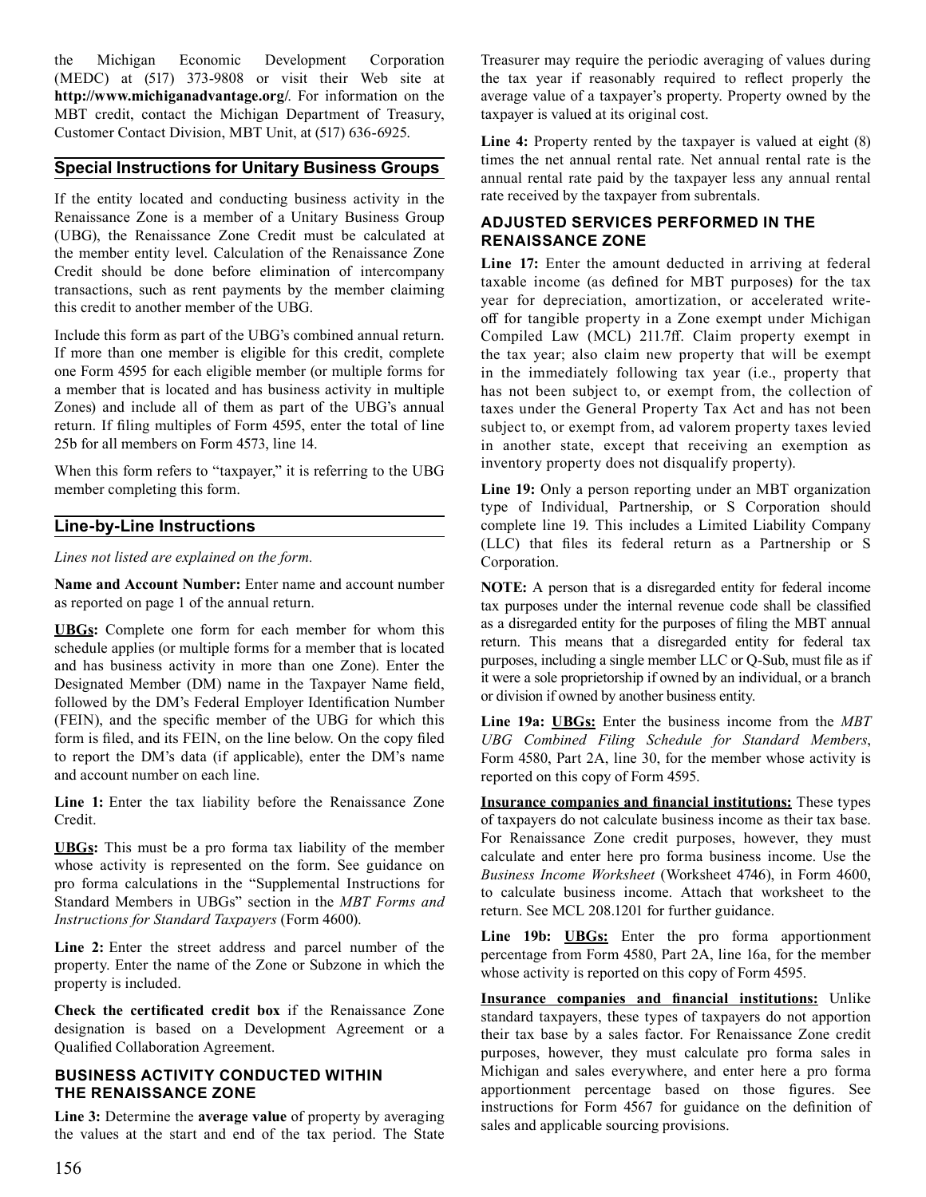the Michigan Economic Development Corporation (MEDC) at (517) 373-9808 or visit their Web site at **http://www.michiganadvantage.org/**. For information on the MBT credit, contact the Michigan Department of Treasury, Customer Contact Division, MBT Unit, at (517) 636-6925.

## Special Instructions for Unitary Business Groups

If the entity located and conducting business activity in the Renaissance Zone is a member of a Unitary Business Group (UBG), the Renaissance Zone Credit must be calculated at the member entity level. Calculation of the Renaissance Zone Credit should be done before elimination of intercompany transactions, such as rent payments by the member claiming this credit to another member of the UBG.

Include this form as part of the UBG's combined annual return. If more than one member is eligible for this credit, complete one Form 4595 for each eligible member (or multiple forms for a member that is located and has business activity in multiple Zones) and include all of them as part of the UBG's annual return. If filing multiples of Form 4595, enter the total of line 25b for all members on Form 4573, line 14.

When this form refers to "taxpayer," it is referring to the UBG member completing this form.

## Line-by-Line Instructions

*Lines not listed are explained on the form.*

**Name and Account Number:** Enter name and account number as reported on page 1 of the annual return.

**UBGs:** Complete one form for each member for whom this schedule applies (or multiple forms for a member that is located and has business activity in more than one Zone). Enter the Designated Member (DM) name in the Taxpayer Name field, followed by the DM's Federal Employer Identification Number (FEIN), and the specific member of the UBG for which this form is filed, and its FEIN, on the line below. On the copy filed to report the DM's data (if applicable), enter the DM's name and account number on each line.

**Line 1:** Enter the tax liability before the Renaissance Zone Credit.

**UBGs:** This must be a pro forma tax liability of the member whose activity is represented on the form. See guidance on pro forma calculations in the "Supplemental Instructions for Standard Members in UBGs" section in the *MBT Forms and Instructions for Standard Taxpayers* (Form 4600).

**Line 2:** Enter the street address and parcel number of the property. Enter the name of the Zone or Subzone in which the property is included.

**Check the certificated credit box** if the Renaissance Zone designation is based on a Development Agreement or a Qualified Collaboration Agreement.

### BUSINESS ACTIVITY CONDUCTED WITHIN THE RENAISSANCE ZONE

**Line 3:** Determine the **average value** of property by averaging the values at the start and end of the tax period. The State Treasurer may require the periodic averaging of values during the tax year if reasonably required to reflect properly the average value of a taxpayer's property. Property owned by the taxpayer is valued at its original cost.

**Line 4:** Property rented by the taxpayer is valued at eight (8) times the net annual rental rate. Net annual rental rate is the annual rental rate paid by the taxpayer less any annual rental rate received by the taxpayer from subrentals.

### ADJUSTED SERVICES PERFORMED IN THE RENAISSANCE ZONE

**Line 17:** Enter the amount deducted in arriving at federal taxable income (as defined for MBT purposes) for the tax year for depreciation, amortization, or accelerated write-off for tangible property in a Zone exempt under Michigan Compiled Law (MCL) 211.7ff. Claim property exempt in the tax year; also claim new property that will be exempt in the immediately following tax year (i.e., property that has not been subject to, or exempt from, the collection of taxes under the General Property Tax Act and has not been subject to, or exempt from, ad valorem property taxes levied in another state, except that receiving an exemption as inventory property does not disqualify property).

**Line 19:** Only a person reporting under an MBT organization type of Individual, Partnership, or S Corporation should complete line 19. This includes a Limited Liability Company (LLC) that files its federal return as a Partnership or S Corporation.

**NOTE:** A person that is a disregarded entity for federal income tax purposes under the internal revenue code shall be classified as a disregarded entity for the purposes of filing the MBT annual return. This means that a disregarded entity for federal tax purposes, including a single member LLC or Q-Sub, must file as if it were a sole proprietorship if owned by an individual, or a branch or division if owned by another business entity.

**Line 19a:** **UBGs:** Enter the business income from the *MBT UBG Combined Filing Schedule for Standard Members*, Form 4580, Part 2A, line 30, for the member whose activity is reported on this copy of Form 4595.

**Insurance companies and financial institutions:** These types of taxpayers do not calculate business income as their tax base. For Renaissance Zone credit purposes, however, they must calculate and enter here pro forma business income. Use the *Business Income Worksheet* (Worksheet 4746), in Form 4600, to calculate business income. Attach that worksheet to the return. See MCL 208.1201 for further guidance.

**Line 19b:** **UBGs:** Enter the pro forma apportionment percentage from Form 4580, Part 2A, line 16a, for the member whose activity is reported on this copy of Form 4595.

**Insurance companies and financial institutions:** Unlike standard taxpayers, these types of taxpayers do not apportion their tax base by a sales factor. For Renaissance Zone credit purposes, however, they must calculate pro forma sales in Michigan and sales everywhere, and enter here a pro forma apportionment percentage based on those figures. See instructions for Form 4567 for guidance on the definition of sales and applicable sourcing provisions.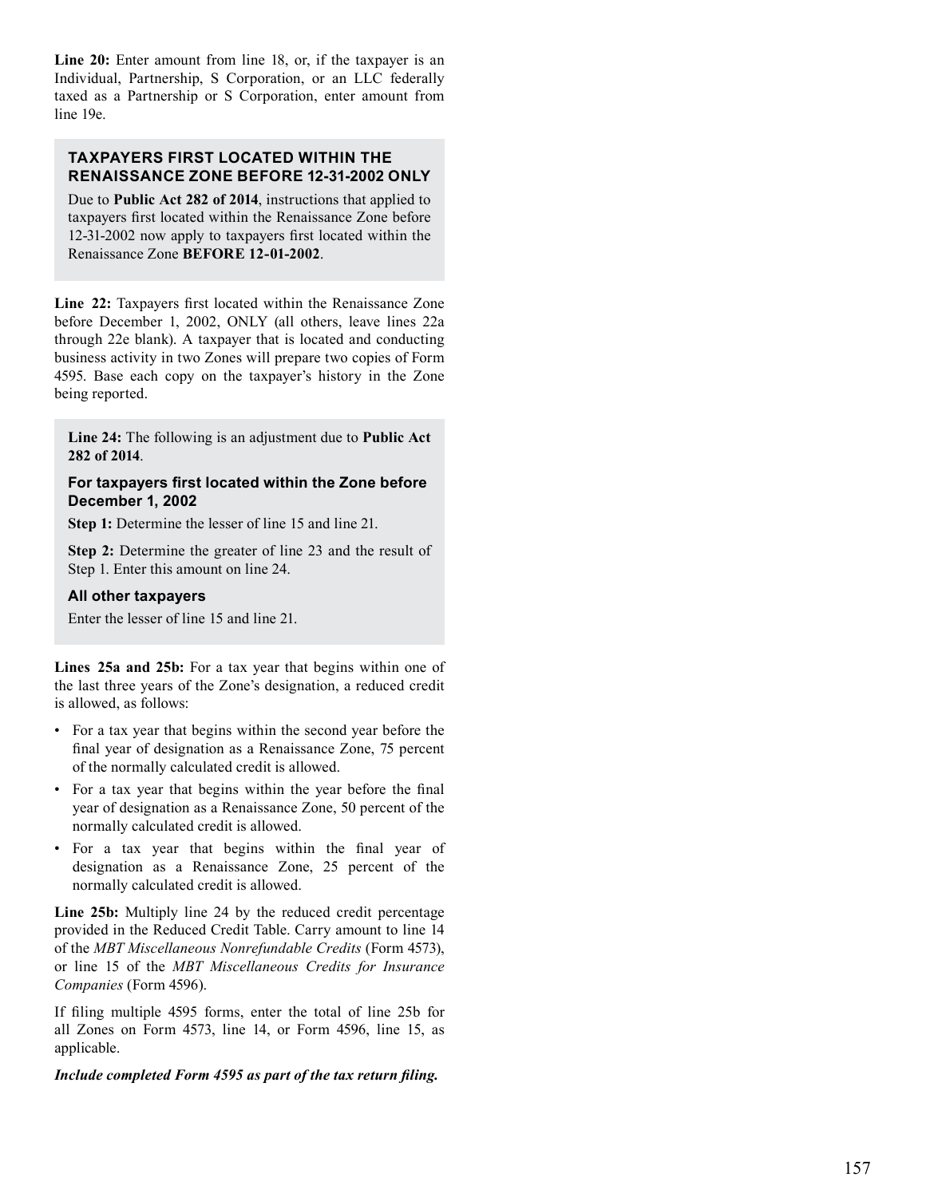**Line 20:** Enter amount from line 18, or, if the taxpayer is an Individual, Partnership, S Corporation, or an LLC federally taxed as a Partnership or S Corporation, enter amount from line 19e.

### TAXPAYERS FIRST LOCATED WITHIN THE RENAISSANCE ZONE BEFORE 12-31-2002 ONLY

Due to **Public Act 282 of 2014**, instructions that applied to taxpayers first located within the Renaissance Zone before 12-31-2002 now apply to taxpayers first located within the Renaissance Zone **BEFORE 12-01-2002**.

**Line 22:** Taxpayers first located within the Renaissance Zone before December 1, 2002, ONLY (all others, leave lines 22a through 22e blank). A taxpayer that is located and conducting business activity in two Zones will prepare two copies of Form 4595. Base each copy on the taxpayer's history in the Zone being reported.

**Line 24:** The following is an adjustment due to **Public Act 282 of 2014**.

#### For taxpayers first located within the Zone before December 1, 2002

**Step 1:** Determine the lesser of line 15 and line 21.

**Step 2:** Determine the greater of line 23 and the result of Step 1. Enter this amount on line 24.

#### All other taxpayers

Enter the lesser of line 15 and line 21.

**Lines 25a and 25b:** For a tax year that begins within one of the last three years of the Zone's designation, a reduced credit is allowed, as follows:

- For a tax year that begins within the second year before the final year of designation as a Renaissance Zone, 75 percent of the normally calculated credit is allowed.
- For a tax year that begins within the year before the final year of designation as a Renaissance Zone, 50 percent of the normally calculated credit is allowed.
- For a tax year that begins within the final year of designation as a Renaissance Zone, 25 percent of the normally calculated credit is allowed.

**Line 25b:** Multiply line 24 by the reduced credit percentage provided in the Reduced Credit Table. Carry amount to line 14 of the *MBT Miscellaneous Nonrefundable Credits* (Form 4573), or line 15 of the *MBT Miscellaneous Credits for Insurance Companies* (Form 4596).

If filing multiple 4595 forms, enter the total of line 25b for all Zones on Form 4573, line 14, or Form 4596, line 15, as applicable.

***Include completed Form 4595 as part of the tax return filing.***